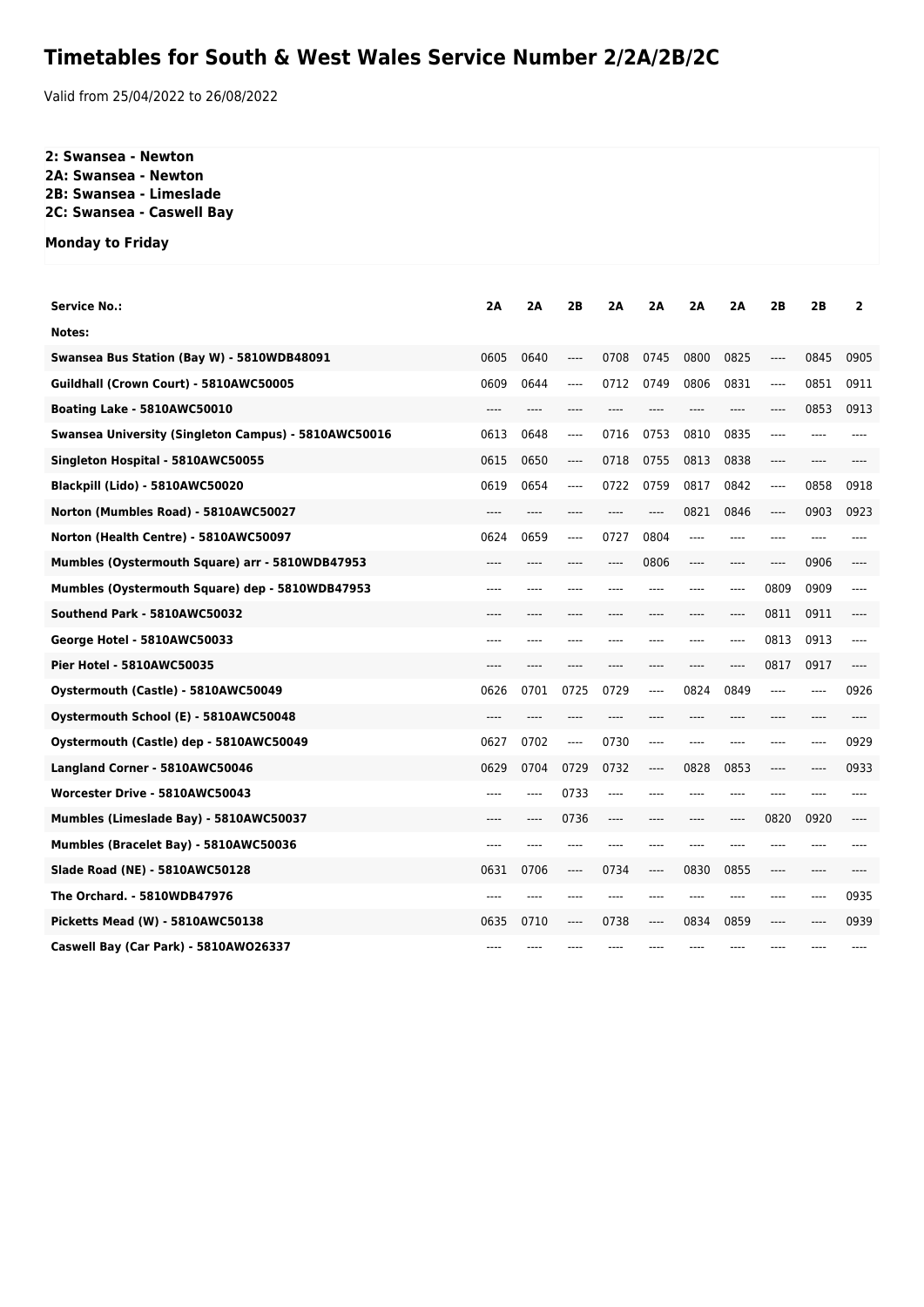# Timetables for South & West Wales Service Number 2/2A/2B/2C

Valid from 25/04/2022 to 26/08/2022

**2: Swansea - Newton**
**2A: Swansea - Newton**
**2B: Swansea - Limeslade**
**2C: Swansea - Caswell Bay**

**Monday to Friday**

| Service No.: | 2A | 2A | 2B | 2A | 2A | 2A | 2A | 2B | 2B | 2 |
|---|---|---|---|---|---|---|---|---|---|---|
| Notes: | | | | | | | | | | |
| Swansea Bus Station (Bay W) - 5810WDB48091 | 0605 | 0640 | ---- | 0708 | 0745 | 0800 | 0825 | ---- | 0845 | 0905 |
| Guildhall (Crown Court) - 5810AWC50005 | 0609 | 0644 | ---- | 0712 | 0749 | 0806 | 0831 | ---- | 0851 | 0911 |
| Boating Lake - 5810AWC50010 | ---- | ---- | ---- | ---- | ---- | ---- | ---- | ---- | 0853 | 0913 |
| Swansea University (Singleton Campus) - 5810AWC50016 | 0613 | 0648 | ---- | 0716 | 0753 | 0810 | 0835 | ---- | ---- | ---- |
| Singleton Hospital - 5810AWC50055 | 0615 | 0650 | ---- | 0718 | 0755 | 0813 | 0838 | ---- | ---- | ---- |
| Blackpill (Lido) - 5810AWC50020 | 0619 | 0654 | ---- | 0722 | 0759 | 0817 | 0842 | ---- | 0858 | 0918 |
| Norton (Mumbles Road) - 5810AWC50027 | ---- | ---- | ---- | ---- | ---- | 0821 | 0846 | ---- | 0903 | 0923 |
| Norton (Health Centre) - 5810AWC50097 | 0624 | 0659 | ---- | 0727 | 0804 | ---- | ---- | ---- | ---- | ---- |
| Mumbles (Oystermouth Square) arr - 5810WDB47953 | ---- | ---- | ---- | ---- | 0806 | ---- | ---- | ---- | 0906 | ---- |
| Mumbles (Oystermouth Square) dep - 5810WDB47953 | ---- | ---- | ---- | ---- | ---- | ---- | ---- | 0809 | 0909 | ---- |
| Southend Park - 5810AWC50032 | ---- | ---- | ---- | ---- | ---- | ---- | ---- | 0811 | 0911 | ---- |
| George Hotel - 5810AWC50033 | ---- | ---- | ---- | ---- | ---- | ---- | ---- | 0813 | 0913 | ---- |
| Pier Hotel - 5810AWC50035 | ---- | ---- | ---- | ---- | ---- | ---- | ---- | 0817 | 0917 | ---- |
| Oystermouth (Castle) - 5810AWC50049 | 0626 | 0701 | 0725 | 0729 | ---- | 0824 | 0849 | ---- | ---- | 0926 |
| Oystermouth School (E) - 5810AWC50048 | ---- | ---- | ---- | ---- | ---- | ---- | ---- | ---- | ---- | ---- |
| Oystermouth (Castle) dep - 5810AWC50049 | 0627 | 0702 | ---- | 0730 | ---- | ---- | ---- | ---- | ---- | 0929 |
| Langland Corner - 5810AWC50046 | 0629 | 0704 | 0729 | 0732 | ---- | 0828 | 0853 | ---- | ---- | 0933 |
| Worcester Drive - 5810AWC50043 | ---- | ---- | 0733 | ---- | ---- | ---- | ---- | ---- | ---- | ---- |
| Mumbles (Limeslade Bay) - 5810AWC50037 | ---- | ---- | 0736 | ---- | ---- | ---- | ---- | 0820 | 0920 | ---- |
| Mumbles (Bracelet Bay) - 5810AWC50036 | ---- | ---- | ---- | ---- | ---- | ---- | ---- | ---- | ---- | ---- |
| Slade Road (NE) - 5810AWC50128 | 0631 | 0706 | ---- | 0734 | ---- | 0830 | 0855 | ---- | ---- | ---- |
| The Orchard. - 5810WDB47976 | ---- | ---- | ---- | ---- | ---- | ---- | ---- | ---- | ---- | 0935 |
| Picketts Mead (W) - 5810AWC50138 | 0635 | 0710 | ---- | 0738 | ---- | 0834 | 0859 | ---- | ---- | 0939 |
| Caswell Bay (Car Park) - 5810AWO26337 | ---- | ---- | ---- | ---- | ---- | ---- | ---- | ---- | ---- | ---- |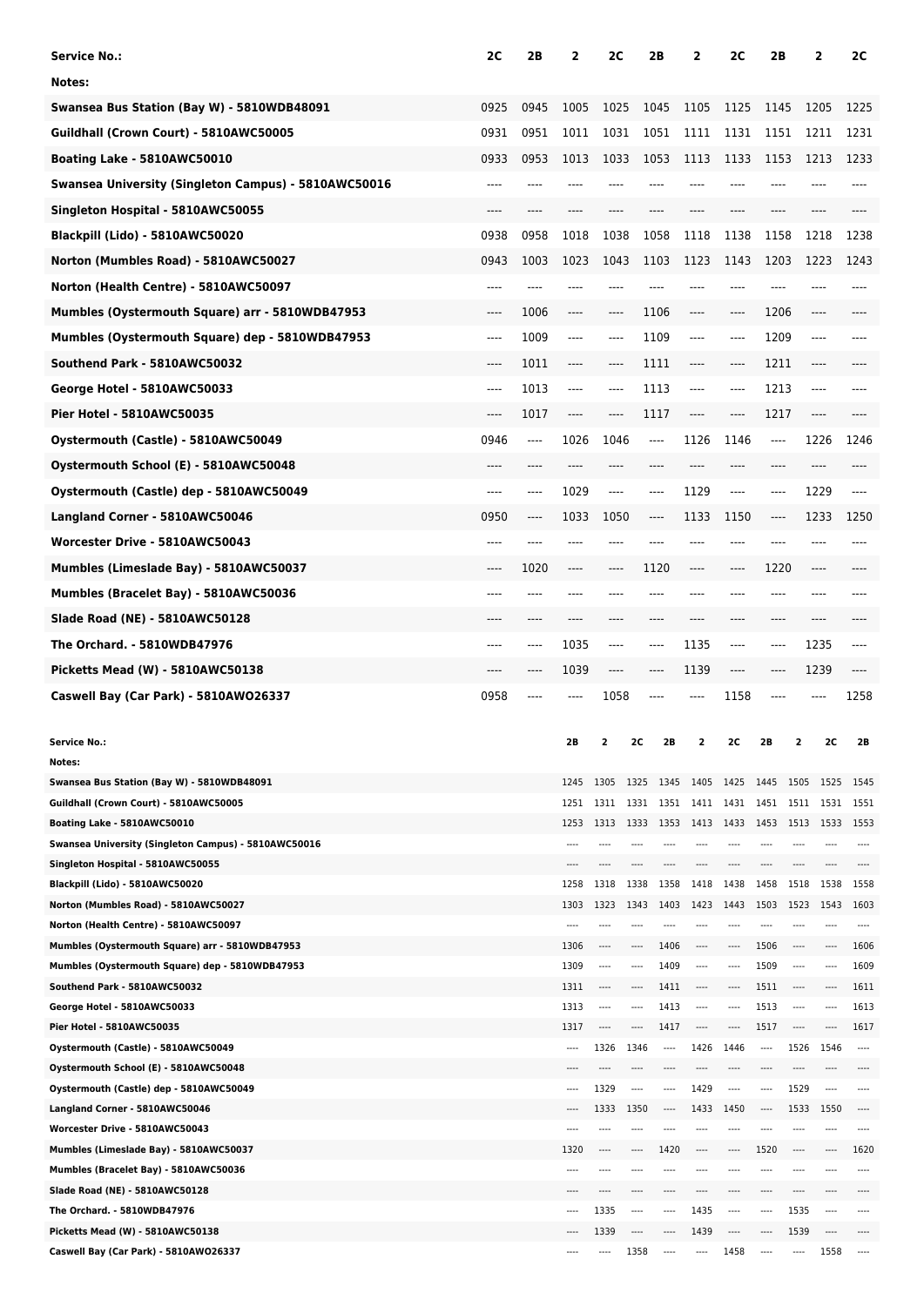| Service No.: | 2C | 2B | 2 | 2C | 2B | 2 | 2C | 2B | 2 | 2C |
|---|---|---|---|---|---|---|---|---|---|---|
| Notes: | | | | | | | | | | |
| Swansea Bus Station (Bay W) - 5810WDB48091 | 0925 | 0945 | 1005 | 1025 | 1045 | 1105 | 1125 | 1145 | 1205 | 1225 |
| Guildhall (Crown Court) - 5810AWC50005 | 0931 | 0951 | 1011 | 1031 | 1051 | 1111 | 1131 | 1151 | 1211 | 1231 |
| Boating Lake - 5810AWC50010 | 0933 | 0953 | 1013 | 1033 | 1053 | 1113 | 1133 | 1153 | 1213 | 1233 |
| Swansea University (Singleton Campus) - 5810AWC50016 | ---- | ---- | ---- | ---- | ---- | ---- | ---- | ---- | ---- | ---- |
| Singleton Hospital - 5810AWC50055 | ---- | ---- | ---- | ---- | ---- | ---- | ---- | ---- | ---- | ---- |
| Blackpill (Lido) - 5810AWC50020 | 0938 | 0958 | 1018 | 1038 | 1058 | 1118 | 1138 | 1158 | 1218 | 1238 |
| Norton (Mumbles Road) - 5810AWC50027 | 0943 | 1003 | 1023 | 1043 | 1103 | 1123 | 1143 | 1203 | 1223 | 1243 |
| Norton (Health Centre) - 5810AWC50097 | ---- | ---- | ---- | ---- | ---- | ---- | ---- | ---- | ---- | ---- |
| Mumbles (Oystermouth Square) arr - 5810WDB47953 | ---- | 1006 | ---- | ---- | 1106 | ---- | ---- | 1206 | ---- | ---- |
| Mumbles (Oystermouth Square) dep - 5810WDB47953 | ---- | 1009 | ---- | ---- | 1109 | ---- | ---- | 1209 | ---- | ---- |
| Southend Park - 5810AWC50032 | ---- | 1011 | ---- | ---- | 1111 | ---- | ---- | 1211 | ---- | ---- |
| George Hotel - 5810AWC50033 | ---- | 1013 | ---- | ---- | 1113 | ---- | ---- | 1213 | ---- | ---- |
| Pier Hotel - 5810AWC50035 | ---- | 1017 | ---- | ---- | 1117 | ---- | ---- | 1217 | ---- | ---- |
| Oystermouth (Castle) - 5810AWC50049 | 0946 | ---- | 1026 | 1046 | ---- | 1126 | 1146 | ---- | 1226 | 1246 |
| Oystermouth School (E) - 5810AWC50048 | ---- | ---- | ---- | ---- | ---- | ---- | ---- | ---- | ---- | ---- |
| Oystermouth (Castle) dep - 5810AWC50049 | ---- | ---- | 1029 | ---- | ---- | 1129 | ---- | ---- | 1229 | ---- |
| Langland Corner - 5810AWC50046 | 0950 | ---- | 1033 | 1050 | ---- | 1133 | 1150 | ---- | 1233 | 1250 |
| Worcester Drive - 5810AWC50043 | ---- | ---- | ---- | ---- | ---- | ---- | ---- | ---- | ---- | ---- |
| Mumbles (Limeslade Bay) - 5810AWC50037 | ---- | 1020 | ---- | ---- | 1120 | ---- | ---- | 1220 | ---- | ---- |
| Mumbles (Bracelet Bay) - 5810AWC50036 | ---- | ---- | ---- | ---- | ---- | ---- | ---- | ---- | ---- | ---- |
| Slade Road (NE) - 5810AWC50128 | ---- | ---- | ---- | ---- | ---- | ---- | ---- | ---- | ---- | ---- |
| The Orchard. - 5810WDB47976 | ---- | ---- | 1035 | ---- | ---- | 1135 | ---- | ---- | 1235 | ---- |
| Picketts Mead (W) - 5810AWC50138 | ---- | ---- | 1039 | ---- | ---- | 1139 | ---- | ---- | 1239 | ---- |
| Caswell Bay (Car Park) - 5810AWO26337 | 0958 | ---- | ---- | 1058 | ---- | ---- | 1158 | ---- | ---- | 1258 |

| Service No.: | 2B | 2 | 2C | 2B | 2 | 2C | 2B | 2 | 2C | 2B |
|---|---|---|---|---|---|---|---|---|---|---|
| Notes: | | | | | | | | | | |
| Swansea Bus Station (Bay W) - 5810WDB48091 | 1245 | 1305 | 1325 | 1345 | 1405 | 1425 | 1445 | 1505 | 1525 | 1545 |
| Guildhall (Crown Court) - 5810AWC50005 | 1251 | 1311 | 1331 | 1351 | 1411 | 1431 | 1451 | 1511 | 1531 | 1551 |
| Boating Lake - 5810AWC50010 | 1253 | 1313 | 1333 | 1353 | 1413 | 1433 | 1453 | 1513 | 1533 | 1553 |
| Swansea University (Singleton Campus) - 5810AWC50016 | ---- | ---- | ---- | ---- | ---- | ---- | ---- | ---- | ---- | ---- |
| Singleton Hospital - 5810AWC50055 | ---- | ---- | ---- | ---- | ---- | ---- | ---- | ---- | ---- | ---- |
| Blackpill (Lido) - 5810AWC50020 | 1258 | 1318 | 1338 | 1358 | 1418 | 1438 | 1458 | 1518 | 1538 | 1558 |
| Norton (Mumbles Road) - 5810AWC50027 | 1303 | 1323 | 1343 | 1403 | 1423 | 1443 | 1503 | 1523 | 1543 | 1603 |
| Norton (Health Centre) - 5810AWC50097 | ---- | ---- | ---- | ---- | ---- | ---- | ---- | ---- | ---- | ---- |
| Mumbles (Oystermouth Square) arr - 5810WDB47953 | 1306 | ---- | ---- | 1406 | ---- | ---- | 1506 | ---- | ---- | 1606 |
| Mumbles (Oystermouth Square) dep - 5810WDB47953 | 1309 | ---- | ---- | 1409 | ---- | ---- | 1509 | ---- | ---- | 1609 |
| Southend Park - 5810AWC50032 | 1311 | ---- | ---- | 1411 | ---- | ---- | 1511 | ---- | ---- | 1611 |
| George Hotel - 5810AWC50033 | 1313 | ---- | ---- | 1413 | ---- | ---- | 1513 | ---- | ---- | 1613 |
| Pier Hotel - 5810AWC50035 | 1317 | ---- | ---- | 1417 | ---- | ---- | 1517 | ---- | ---- | 1617 |
| Oystermouth (Castle) - 5810AWC50049 | ---- | 1326 | 1346 | ---- | 1426 | 1446 | ---- | 1526 | 1546 | ---- |
| Oystermouth School (E) - 5810AWC50048 | ---- | ---- | ---- | ---- | ---- | ---- | ---- | ---- | ---- | ---- |
| Oystermouth (Castle) dep - 5810AWC50049 | ---- | 1329 | ---- | ---- | 1429 | ---- | ---- | 1529 | ---- | ---- |
| Langland Corner - 5810AWC50046 | ---- | 1333 | 1350 | ---- | 1433 | 1450 | ---- | 1533 | 1550 | ---- |
| Worcester Drive - 5810AWC50043 | ---- | ---- | ---- | ---- | ---- | ---- | ---- | ---- | ---- | ---- |
| Mumbles (Limeslade Bay) - 5810AWC50037 | 1320 | ---- | ---- | 1420 | ---- | ---- | 1520 | ---- | ---- | 1620 |
| Mumbles (Bracelet Bay) - 5810AWC50036 | ---- | ---- | ---- | ---- | ---- | ---- | ---- | ---- | ---- | ---- |
| Slade Road (NE) - 5810AWC50128 | ---- | ---- | ---- | ---- | ---- | ---- | ---- | ---- | ---- | ---- |
| The Orchard. - 5810WDB47976 | ---- | 1335 | ---- | ---- | 1435 | ---- | ---- | 1535 | ---- | ---- |
| Picketts Mead (W) - 5810AWC50138 | ---- | 1339 | ---- | ---- | 1439 | ---- | ---- | 1539 | ---- | ---- |
| Caswell Bay (Car Park) - 5810AWO26337 | ---- | ---- | 1358 | ---- | ---- | 1458 | ---- | ---- | 1558 | ---- |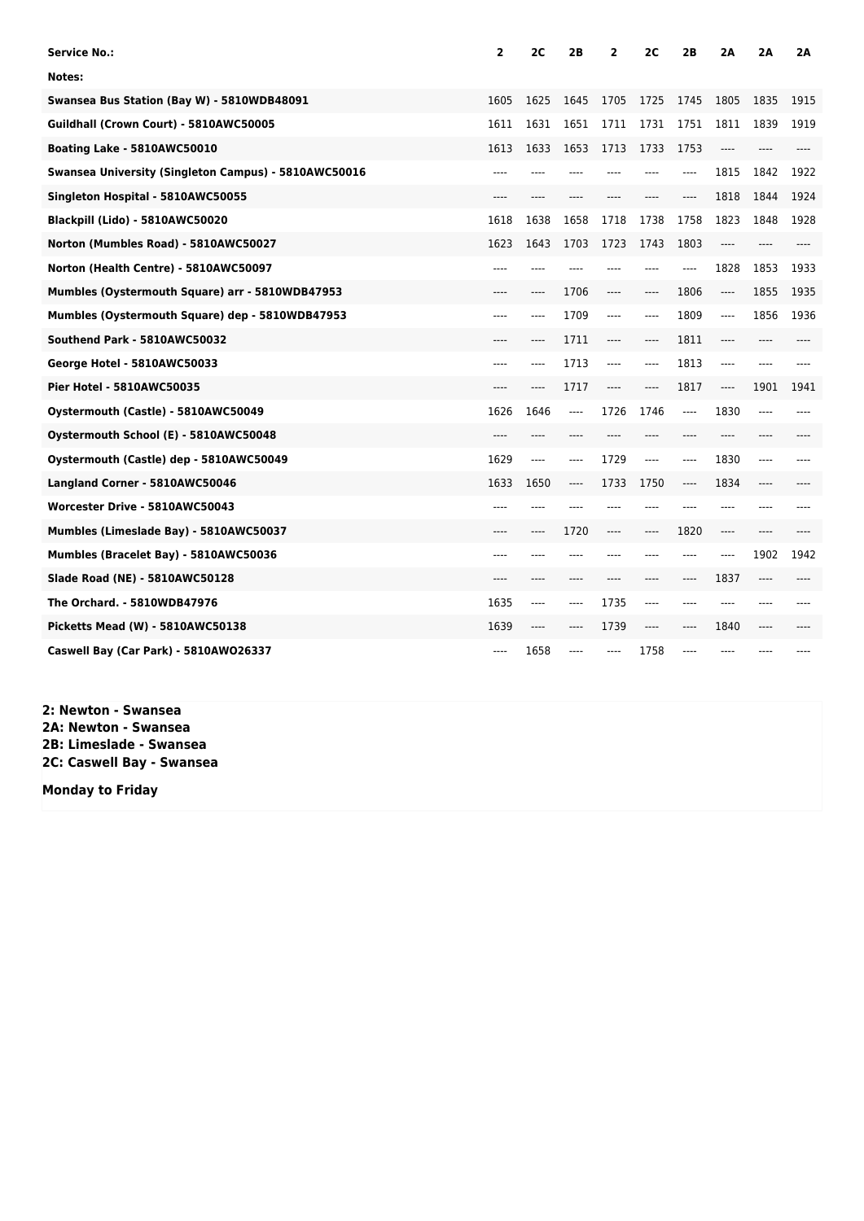| Service No.: | 2 | 2C | 2B | 2 | 2C | 2B | 2A | 2A | 2A |
|---|---|---|---|---|---|---|---|---|---|
| Notes: | | | | | | | | | |
| Swansea Bus Station (Bay W) - 5810WDB48091 | 1605 | 1625 | 1645 | 1705 | 1725 | 1745 | 1805 | 1835 | 1915 |
| Guildhall (Crown Court) - 5810AWC50005 | 1611 | 1631 | 1651 | 1711 | 1731 | 1751 | 1811 | 1839 | 1919 |
| Boating Lake - 5810AWC50010 | 1613 | 1633 | 1653 | 1713 | 1733 | 1753 | ---- | ---- | ---- |
| Swansea University (Singleton Campus) - 5810AWC50016 | ---- | ---- | ---- | ---- | ---- | ---- | 1815 | 1842 | 1922 |
| Singleton Hospital - 5810AWC50055 | ---- | ---- | ---- | ---- | ---- | ---- | 1818 | 1844 | 1924 |
| Blackpill (Lido) - 5810AWC50020 | 1618 | 1638 | 1658 | 1718 | 1738 | 1758 | 1823 | 1848 | 1928 |
| Norton (Mumbles Road) - 5810AWC50027 | 1623 | 1643 | 1703 | 1723 | 1743 | 1803 | ---- | ---- | ---- |
| Norton (Health Centre) - 5810AWC50097 | ---- | ---- | ---- | ---- | ---- | ---- | 1828 | 1853 | 1933 |
| Mumbles (Oystermouth Square) arr - 5810WDB47953 | ---- | ---- | 1706 | ---- | ---- | 1806 | ---- | 1855 | 1935 |
| Mumbles (Oystermouth Square) dep - 5810WDB47953 | ---- | ---- | 1709 | ---- | ---- | 1809 | ---- | 1856 | 1936 |
| Southend Park - 5810AWC50032 | ---- | ---- | 1711 | ---- | ---- | 1811 | ---- | ---- | ---- |
| George Hotel - 5810AWC50033 | ---- | ---- | 1713 | ---- | ---- | 1813 | ---- | ---- | ---- |
| Pier Hotel - 5810AWC50035 | ---- | ---- | 1717 | ---- | ---- | 1817 | ---- | 1901 | 1941 |
| Oystermouth (Castle) - 5810AWC50049 | 1626 | 1646 | ---- | 1726 | 1746 | ---- | 1830 | ---- | ---- |
| Oystermouth School (E) - 5810AWC50048 | ---- | ---- | ---- | ---- | ---- | ---- | ---- | ---- | ---- |
| Oystermouth (Castle) dep - 5810AWC50049 | 1629 | ---- | ---- | 1729 | ---- | ---- | 1830 | ---- | ---- |
| Langland Corner - 5810AWC50046 | 1633 | 1650 | ---- | 1733 | 1750 | ---- | 1834 | ---- | ---- |
| Worcester Drive - 5810AWC50043 | ---- | ---- | ---- | ---- | ---- | ---- | ---- | ---- | ---- |
| Mumbles (Limeslade Bay) - 5810AWC50037 | ---- | ---- | 1720 | ---- | ---- | 1820 | ---- | ---- | ---- |
| Mumbles (Bracelet Bay) - 5810AWC50036 | ---- | ---- | ---- | ---- | ---- | ---- | ---- | 1902 | 1942 |
| Slade Road (NE) - 5810AWC50128 | ---- | ---- | ---- | ---- | ---- | ---- | 1837 | ---- | ---- |
| The Orchard. - 5810WDB47976 | 1635 | ---- | ---- | 1735 | ---- | ---- | ---- | ---- | ---- |
| Picketts Mead (W) - 5810AWC50138 | 1639 | ---- | ---- | 1739 | ---- | ---- | 1840 | ---- | ---- |
| Caswell Bay (Car Park) - 5810AWO26337 | ---- | 1658 | ---- | ---- | 1758 | ---- | ---- | ---- | ---- |

**2: Newton - Swansea**
**2A: Newton - Swansea**
**2B: Limeslade - Swansea**
**2C: Caswell Bay - Swansea**

**Monday to Friday**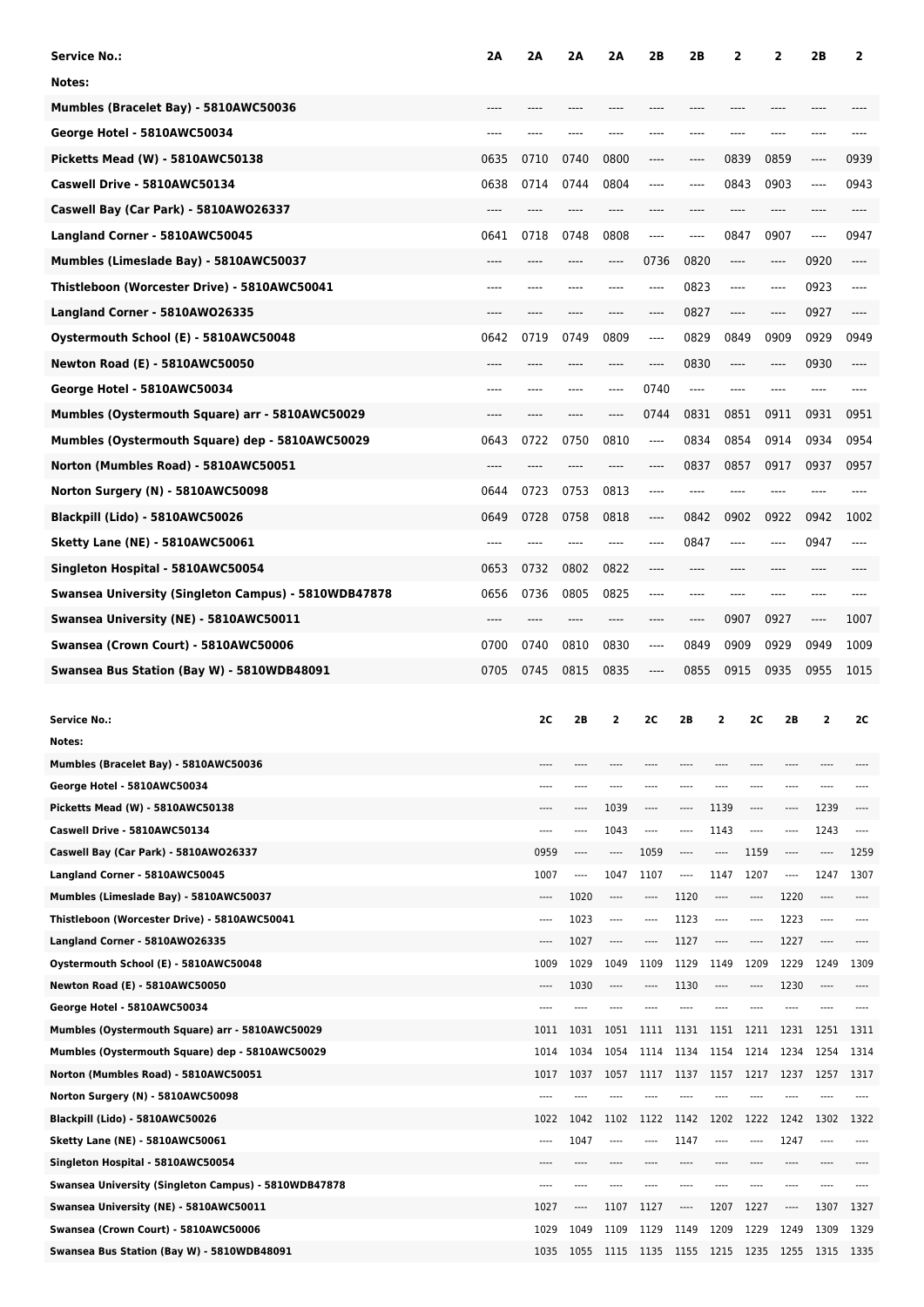| Service No.: | 2A | 2A | 2A | 2A | 2B | 2B | 2 | 2 | 2B | 2 |
| --- | --- | --- | --- | --- | --- | --- | --- | --- | --- | --- |
| Notes: | | | | | | | | | | |
| Mumbles (Bracelet Bay) - 5810AWC50036 | ---- | ---- | ---- | ---- | ---- | ---- | ---- | ---- | ---- | ---- |
| George Hotel - 5810AWC50034 | ---- | ---- | ---- | ---- | ---- | ---- | ---- | ---- | ---- | ---- |
| Picketts Mead (W) - 5810AWC50138 | 0635 | 0710 | 0740 | 0800 | ---- | ---- | 0839 | 0859 | ---- | 0939 |
| Caswell Drive - 5810AWC50134 | 0638 | 0714 | 0744 | 0804 | ---- | ---- | 0843 | 0903 | ---- | 0943 |
| Caswell Bay (Car Park) - 5810AWO26337 | ---- | ---- | ---- | ---- | ---- | ---- | ---- | ---- | ---- | ---- |
| Langland Corner - 5810AWC50045 | 0641 | 0718 | 0748 | 0808 | ---- | ---- | 0847 | 0907 | ---- | 0947 |
| Mumbles (Limeslade Bay) - 5810AWC50037 | ---- | ---- | ---- | ---- | 0736 | 0820 | ---- | ---- | 0920 | ---- |
| Thistleboon (Worcester Drive) - 5810AWC50041 | ---- | ---- | ---- | ---- | ---- | 0823 | ---- | ---- | 0923 | ---- |
| Langland Corner - 5810AWO26335 | ---- | ---- | ---- | ---- | ---- | 0827 | ---- | ---- | 0927 | ---- |
| Oystermouth School (E) - 5810AWC50048 | 0642 | 0719 | 0749 | 0809 | ---- | 0829 | 0849 | 0909 | 0929 | 0949 |
| Newton Road (E) - 5810AWC50050 | ---- | ---- | ---- | ---- | ---- | 0830 | ---- | ---- | 0930 | ---- |
| George Hotel - 5810AWC50034 | ---- | ---- | ---- | ---- | 0740 | ---- | ---- | ---- | ---- | ---- |
| Mumbles (Oystermouth Square) arr - 5810AWC50029 | ---- | ---- | ---- | ---- | 0744 | 0831 | 0851 | 0911 | 0931 | 0951 |
| Mumbles (Oystermouth Square) dep - 5810AWC50029 | 0643 | 0722 | 0750 | 0810 | ---- | 0834 | 0854 | 0914 | 0934 | 0954 |
| Norton (Mumbles Road) - 5810AWC50051 | ---- | ---- | ---- | ---- | ---- | 0837 | 0857 | 0917 | 0937 | 0957 |
| Norton Surgery (N) - 5810AWC50098 | 0644 | 0723 | 0753 | 0813 | ---- | ---- | ---- | ---- | ---- | ---- |
| Blackpill (Lido) - 5810AWC50026 | 0649 | 0728 | 0758 | 0818 | ---- | 0842 | 0902 | 0922 | 0942 | 1002 |
| Sketty Lane (NE) - 5810AWC50061 | ---- | ---- | ---- | ---- | ---- | 0847 | ---- | ---- | 0947 | ---- |
| Singleton Hospital - 5810AWC50054 | 0653 | 0732 | 0802 | 0822 | ---- | ---- | ---- | ---- | ---- | ---- |
| Swansea University (Singleton Campus) - 5810WDB47878 | 0656 | 0736 | 0805 | 0825 | ---- | ---- | ---- | ---- | ---- | ---- |
| Swansea University (NE) - 5810AWC50011 | ---- | ---- | ---- | ---- | ---- | ---- | 0907 | 0927 | ---- | 1007 |
| Swansea (Crown Court) - 5810AWC50006 | 0700 | 0740 | 0810 | 0830 | ---- | 0849 | 0909 | 0929 | 0949 | 1009 |
| Swansea Bus Station (Bay W) - 5810WDB48091 | 0705 | 0745 | 0815 | 0835 | ---- | 0855 | 0915 | 0935 | 0955 | 1015 |

| Service No.: | 2C | 2B | 2 | 2C | 2B | 2 | 2C | 2B | 2 | 2C |
| --- | --- | --- | --- | --- | --- | --- | --- | --- | --- | --- |
| Notes: | | | | | | | | | | |
| Mumbles (Bracelet Bay) - 5810AWC50036 | ---- | ---- | ---- | ---- | ---- | ---- | ---- | ---- | ---- | ---- |
| George Hotel - 5810AWC50034 | ---- | ---- | ---- | ---- | ---- | ---- | ---- | ---- | ---- | ---- |
| Picketts Mead (W) - 5810AWC50138 | ---- | ---- | 1039 | ---- | ---- | 1139 | ---- | ---- | 1239 | ---- |
| Caswell Drive - 5810AWC50134 | ---- | ---- | 1043 | ---- | ---- | 1143 | ---- | ---- | 1243 | ---- |
| Caswell Bay (Car Park) - 5810AWO26337 | 0959 | ---- | ---- | 1059 | ---- | ---- | 1159 | ---- | ---- | 1259 |
| Langland Corner - 5810AWC50045 | 1007 | ---- | 1047 | 1107 | ---- | 1147 | 1207 | ---- | 1247 | 1307 |
| Mumbles (Limeslade Bay) - 5810AWC50037 | ---- | 1020 | ---- | ---- | 1120 | ---- | ---- | 1220 | ---- | ---- |
| Thistleboon (Worcester Drive) - 5810AWC50041 | ---- | 1023 | ---- | ---- | 1123 | ---- | ---- | 1223 | ---- | ---- |
| Langland Corner - 5810AWO26335 | ---- | 1027 | ---- | ---- | 1127 | ---- | ---- | 1227 | ---- | ---- |
| Oystermouth School (E) - 5810AWC50048 | 1009 | 1029 | 1049 | 1109 | 1129 | 1149 | 1209 | 1229 | 1249 | 1309 |
| Newton Road (E) - 5810AWC50050 | ---- | 1030 | ---- | ---- | 1130 | ---- | ---- | 1230 | ---- | ---- |
| George Hotel - 5810AWC50034 | ---- | ---- | ---- | ---- | ---- | ---- | ---- | ---- | ---- | ---- |
| Mumbles (Oystermouth Square) arr - 5810AWC50029 | 1011 | 1031 | 1051 | 1111 | 1131 | 1151 | 1211 | 1231 | 1251 | 1311 |
| Mumbles (Oystermouth Square) dep - 5810AWC50029 | 1014 | 1034 | 1054 | 1114 | 1134 | 1154 | 1214 | 1234 | 1254 | 1314 |
| Norton (Mumbles Road) - 5810AWC50051 | 1017 | 1037 | 1057 | 1117 | 1137 | 1157 | 1217 | 1237 | 1257 | 1317 |
| Norton Surgery (N) - 5810AWC50098 | ---- | ---- | ---- | ---- | ---- | ---- | ---- | ---- | ---- | ---- |
| Blackpill (Lido) - 5810AWC50026 | 1022 | 1042 | 1102 | 1122 | 1142 | 1202 | 1222 | 1242 | 1302 | 1322 |
| Sketty Lane (NE) - 5810AWC50061 | ---- | 1047 | ---- | ---- | 1147 | ---- | ---- | 1247 | ---- | ---- |
| Singleton Hospital - 5810AWC50054 | ---- | ---- | ---- | ---- | ---- | ---- | ---- | ---- | ---- | ---- |
| Swansea University (Singleton Campus) - 5810WDB47878 | ---- | ---- | ---- | ---- | ---- | ---- | ---- | ---- | ---- | ---- |
| Swansea University (NE) - 5810AWC50011 | 1027 | ---- | 1107 | 1127 | ---- | 1207 | 1227 | ---- | 1307 | 1327 |
| Swansea (Crown Court) - 5810AWC50006 | 1029 | 1049 | 1109 | 1129 | 1149 | 1209 | 1229 | 1249 | 1309 | 1329 |
| Swansea Bus Station (Bay W) - 5810WDB48091 | 1035 | 1055 | 1115 | 1135 | 1155 | 1215 | 1235 | 1255 | 1315 | 1335 |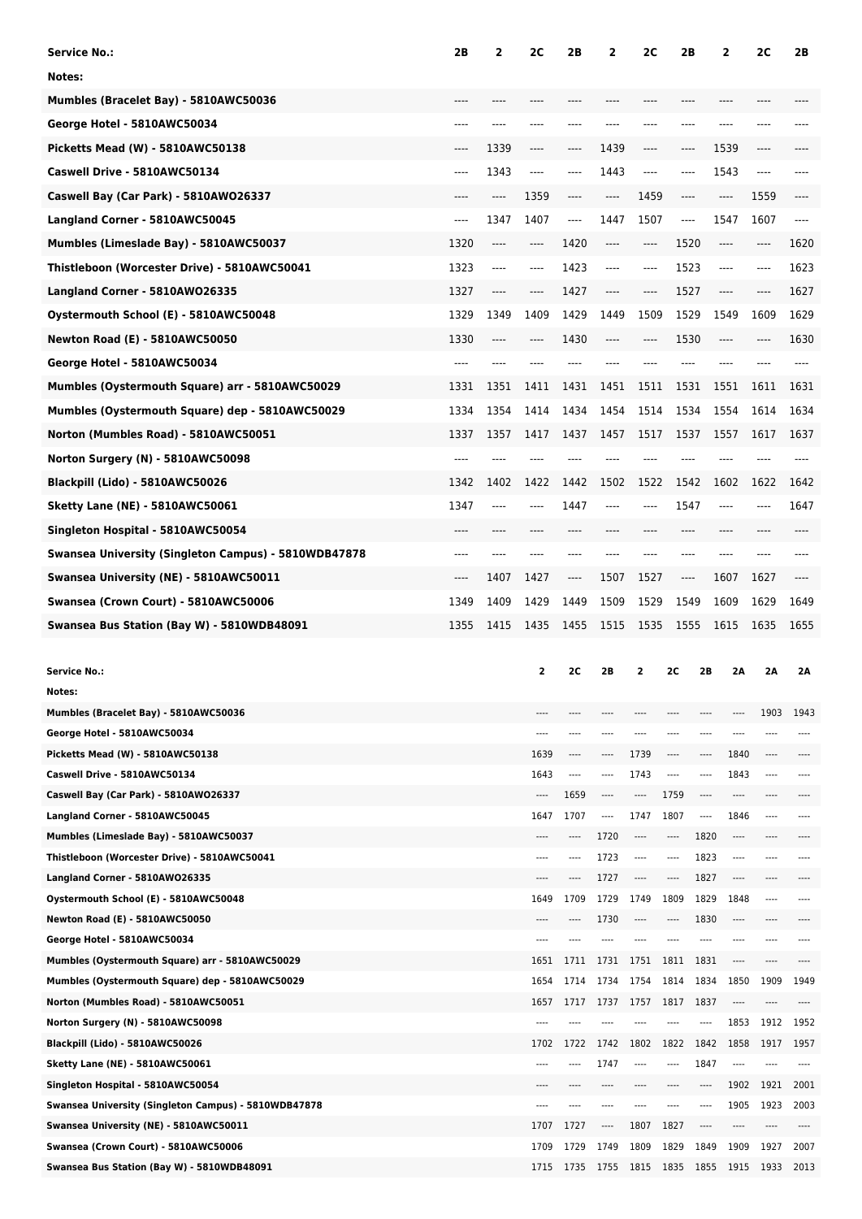| Service No.: | 2B | 2 | 2C | 2B | 2 | 2C | 2B | 2 | 2C | 2B |
|---|---|---|---|---|---|---|---|---|---|---|
| Notes: | | | | | | | | | | |
| Mumbles (Bracelet Bay) - 5810AWC50036 | ---- | ---- | ---- | ---- | ---- | ---- | ---- | ---- | ---- | ---- |
| George Hotel - 5810AWC50034 | ---- | ---- | ---- | ---- | ---- | ---- | ---- | ---- | ---- | ---- |
| Picketts Mead (W) - 5810AWC50138 | ---- | 1339 | ---- | ---- | 1439 | ---- | ---- | 1539 | ---- | ---- |
| Caswell Drive - 5810AWC50134 | ---- | 1343 | ---- | ---- | 1443 | ---- | ---- | 1543 | ---- | ---- |
| Caswell Bay (Car Park) - 5810AWO26337 | ---- | ---- | 1359 | ---- | ---- | 1459 | ---- | ---- | 1559 | ---- |
| Langland Corner - 5810AWC50045 | ---- | 1347 | 1407 | ---- | 1447 | 1507 | ---- | 1547 | 1607 | ---- |
| Mumbles (Limeslade Bay) - 5810AWC50037 | 1320 | ---- | ---- | 1420 | ---- | ---- | 1520 | ---- | ---- | 1620 |
| Thistleboon (Worcester Drive) - 5810AWC50041 | 1323 | ---- | ---- | 1423 | ---- | ---- | 1523 | ---- | ---- | 1623 |
| Langland Corner - 5810AWO26335 | 1327 | ---- | ---- | 1427 | ---- | ---- | 1527 | ---- | ---- | 1627 |
| Oystermouth School (E) - 5810AWC50048 | 1329 | 1349 | 1409 | 1429 | 1449 | 1509 | 1529 | 1549 | 1609 | 1629 |
| Newton Road (E) - 5810AWC50050 | 1330 | ---- | ---- | 1430 | ---- | ---- | 1530 | ---- | ---- | 1630 |
| George Hotel - 5810AWC50034 | ---- | ---- | ---- | ---- | ---- | ---- | ---- | ---- | ---- | ---- |
| Mumbles (Oystermouth Square) arr - 5810AWC50029 | 1331 | 1351 | 1411 | 1431 | 1451 | 1511 | 1531 | 1551 | 1611 | 1631 |
| Mumbles (Oystermouth Square) dep - 5810AWC50029 | 1334 | 1354 | 1414 | 1434 | 1454 | 1514 | 1534 | 1554 | 1614 | 1634 |
| Norton (Mumbles Road) - 5810AWC50051 | 1337 | 1357 | 1417 | 1437 | 1457 | 1517 | 1537 | 1557 | 1617 | 1637 |
| Norton Surgery (N) - 5810AWC50098 | ---- | ---- | ---- | ---- | ---- | ---- | ---- | ---- | ---- | ---- |
| Blackpill (Lido) - 5810AWC50026 | 1342 | 1402 | 1422 | 1442 | 1502 | 1522 | 1542 | 1602 | 1622 | 1642 |
| Sketty Lane (NE) - 5810AWC50061 | 1347 | ---- | ---- | 1447 | ---- | ---- | 1547 | ---- | ---- | 1647 |
| Singleton Hospital - 5810AWC50054 | ---- | ---- | ---- | ---- | ---- | ---- | ---- | ---- | ---- | ---- |
| Swansea University (Singleton Campus) - 5810WDB47878 | ---- | ---- | ---- | ---- | ---- | ---- | ---- | ---- | ---- | ---- |
| Swansea University (NE) - 5810AWC50011 | ---- | 1407 | 1427 | ---- | 1507 | 1527 | ---- | 1607 | 1627 | ---- |
| Swansea (Crown Court) - 5810AWC50006 | 1349 | 1409 | 1429 | 1449 | 1509 | 1529 | 1549 | 1609 | 1629 | 1649 |
| Swansea Bus Station (Bay W) - 5810WDB48091 | 1355 | 1415 | 1435 | 1455 | 1515 | 1535 | 1555 | 1615 | 1635 | 1655 |

| Service No.: | 2 | 2C | 2B | 2 | 2C | 2B | 2A | 2A | 2A |
|---|---|---|---|---|---|---|---|---|---|
| Notes: | | | | | | | | | |
| Mumbles (Bracelet Bay) - 5810AWC50036 | ---- | ---- | ---- | ---- | ---- | ---- | ---- | 1903 | 1943 |
| George Hotel - 5810AWC50034 | ---- | ---- | ---- | ---- | ---- | ---- | ---- | ---- | ---- |
| Picketts Mead (W) - 5810AWC50138 | 1639 | ---- | ---- | 1739 | ---- | ---- | 1840 | ---- | ---- |
| Caswell Drive - 5810AWC50134 | 1643 | ---- | ---- | 1743 | ---- | ---- | 1843 | ---- | ---- |
| Caswell Bay (Car Park) - 5810AWO26337 | ---- | 1659 | ---- | ---- | 1759 | ---- | ---- | ---- | ---- |
| Langland Corner - 5810AWC50045 | 1647 | 1707 | ---- | 1747 | 1807 | ---- | 1846 | ---- | ---- |
| Mumbles (Limeslade Bay) - 5810AWC50037 | ---- | ---- | 1720 | ---- | ---- | 1820 | ---- | ---- | ---- |
| Thistleboon (Worcester Drive) - 5810AWC50041 | ---- | ---- | 1723 | ---- | ---- | 1823 | ---- | ---- | ---- |
| Langland Corner - 5810AWO26335 | ---- | ---- | 1727 | ---- | ---- | 1827 | ---- | ---- | ---- |
| Oystermouth School (E) - 5810AWC50048 | 1649 | 1709 | 1729 | 1749 | 1809 | 1829 | 1848 | ---- | ---- |
| Newton Road (E) - 5810AWC50050 | ---- | ---- | 1730 | ---- | ---- | 1830 | ---- | ---- | ---- |
| George Hotel - 5810AWC50034 | ---- | ---- | ---- | ---- | ---- | ---- | ---- | ---- | ---- |
| Mumbles (Oystermouth Square) arr - 5810AWC50029 | 1651 | 1711 | 1731 | 1751 | 1811 | 1831 | ---- | ---- | ---- |
| Mumbles (Oystermouth Square) dep - 5810AWC50029 | 1654 | 1714 | 1734 | 1754 | 1814 | 1834 | 1850 | 1909 | 1949 |
| Norton (Mumbles Road) - 5810AWC50051 | 1657 | 1717 | 1737 | 1757 | 1817 | 1837 | ---- | ---- | ---- |
| Norton Surgery (N) - 5810AWC50098 | ---- | ---- | ---- | ---- | ---- | ---- | 1853 | 1912 | 1952 |
| Blackpill (Lido) - 5810AWC50026 | 1702 | 1722 | 1742 | 1802 | 1822 | 1842 | 1858 | 1917 | 1957 |
| Sketty Lane (NE) - 5810AWC50061 | ---- | ---- | 1747 | ---- | ---- | 1847 | ---- | ---- | ---- |
| Singleton Hospital - 5810AWC50054 | ---- | ---- | ---- | ---- | ---- | ---- | 1902 | 1921 | 2001 |
| Swansea University (Singleton Campus) - 5810WDB47878 | ---- | ---- | ---- | ---- | ---- | ---- | 1905 | 1923 | 2003 |
| Swansea University (NE) - 5810AWC50011 | 1707 | 1727 | ---- | 1807 | 1827 | ---- | ---- | ---- | ---- |
| Swansea (Crown Court) - 5810AWC50006 | 1709 | 1729 | 1749 | 1809 | 1829 | 1849 | 1909 | 1927 | 2007 |
| Swansea Bus Station (Bay W) - 5810WDB48091 | 1715 | 1735 | 1755 | 1815 | 1835 | 1855 | 1915 | 1933 | 2013 |